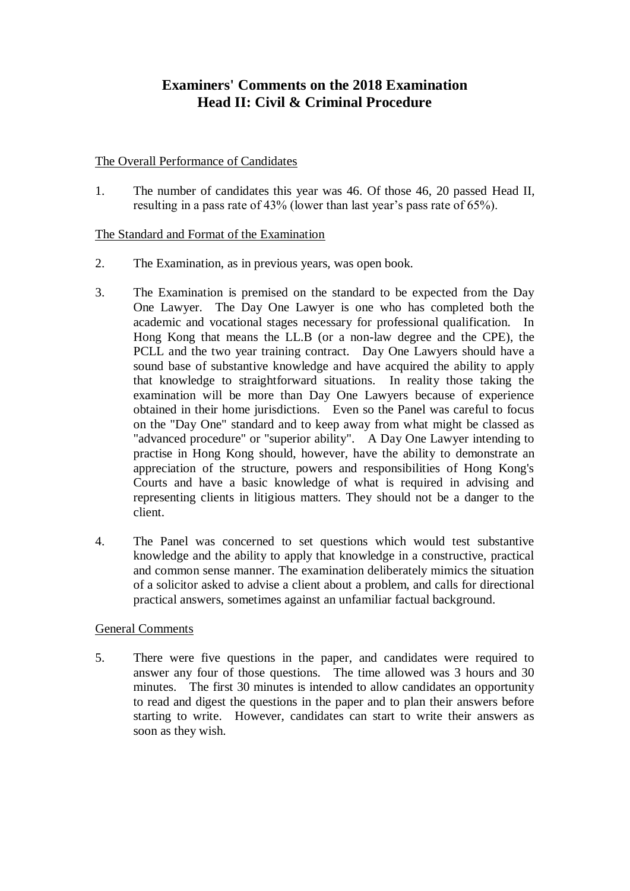# Examiners' Comments on the 2018 Examination
# Head II: Civil & Criminal Procedure

## The Overall Performance of Candidates

1. The number of candidates this year was 46. Of those 46, 20 passed Head II, resulting in a pass rate of 43% (lower than last year's pass rate of 65%).

## The Standard and Format of the Examination

2. The Examination, as in previous years, was open book.

3. The Examination is premised on the standard to be expected from the Day One Lawyer. The Day One Lawyer is one who has completed both the academic and vocational stages necessary for professional qualification. In Hong Kong that means the LL.B (or a non-law degree and the CPE), the PCLL and the two year training contract. Day One Lawyers should have a sound base of substantive knowledge and have acquired the ability to apply that knowledge to straightforward situations. In reality those taking the examination will be more than Day One Lawyers because of experience obtained in their home jurisdictions. Even so the Panel was careful to focus on the "Day One" standard and to keep away from what might be classed as "advanced procedure" or "superior ability". A Day One Lawyer intending to practise in Hong Kong should, however, have the ability to demonstrate an appreciation of the structure, powers and responsibilities of Hong Kong's Courts and have a basic knowledge of what is required in advising and representing clients in litigious matters. They should not be a danger to the client.

4. The Panel was concerned to set questions which would test substantive knowledge and the ability to apply that knowledge in a constructive, practical and common sense manner. The examination deliberately mimics the situation of a solicitor asked to advise a client about a problem, and calls for directional practical answers, sometimes against an unfamiliar factual background.

## General Comments

5. There were five questions in the paper, and candidates were required to answer any four of those questions. The time allowed was 3 hours and 30 minutes. The first 30 minutes is intended to allow candidates an opportunity to read and digest the questions in the paper and to plan their answers before starting to write. However, candidates can start to write their answers as soon as they wish.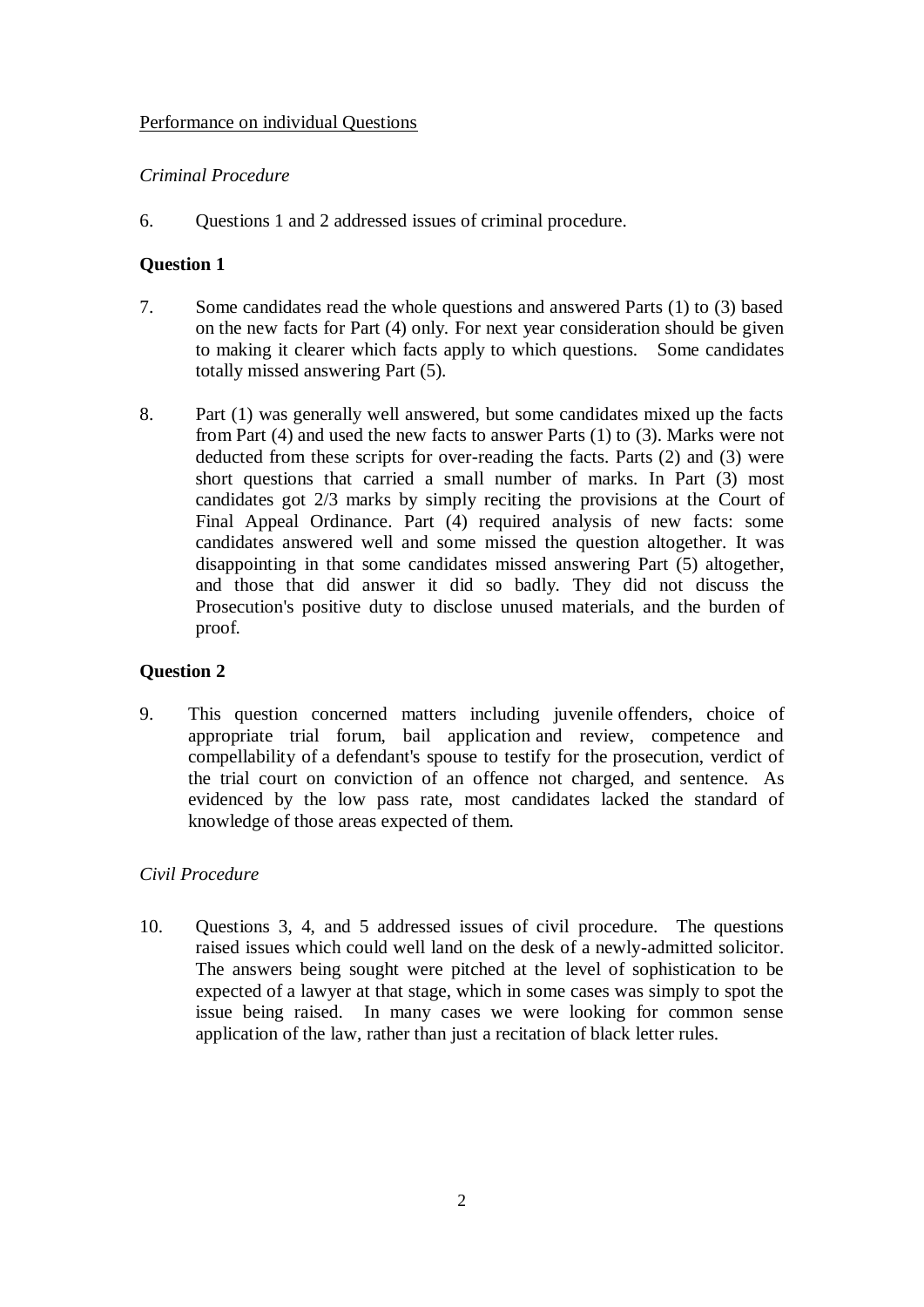<u>Performance on individual Questions</u>

*Criminal Procedure*

6. Questions 1 and 2 addressed issues of criminal procedure.

**Question 1**

7. Some candidates read the whole questions and answered Parts (1) to (3) based on the new facts for Part (4) only. For next year consideration should be given to making it clearer which facts apply to which questions. Some candidates totally missed answering Part (5).

8. Part (1) was generally well answered, but some candidates mixed up the facts from Part (4) and used the new facts to answer Parts (1) to (3). Marks were not deducted from these scripts for over-reading the facts. Parts (2) and (3) were short questions that carried a small number of marks. In Part (3) most candidates got 2/3 marks by simply reciting the provisions at the Court of Final Appeal Ordinance. Part (4) required analysis of new facts: some candidates answered well and some missed the question altogether. It was disappointing in that some candidates missed answering Part (5) altogether, and those that did answer it did so badly. They did not discuss the Prosecution's positive duty to disclose unused materials, and the burden of proof.

**Question 2**

9. This question concerned matters including juvenile offenders, choice of appropriate trial forum, bail application and review, competence and compellability of a defendant's spouse to testify for the prosecution, verdict of the trial court on conviction of an offence not charged, and sentence. As evidenced by the low pass rate, most candidates lacked the standard of knowledge of those areas expected of them.

*Civil Procedure*

10. Questions 3, 4, and 5 addressed issues of civil procedure. The questions raised issues which could well land on the desk of a newly-admitted solicitor. The answers being sought were pitched at the level of sophistication to be expected of a lawyer at that stage, which in some cases was simply to spot the issue being raised. In many cases we were looking for common sense application of the law, rather than just a recitation of black letter rules.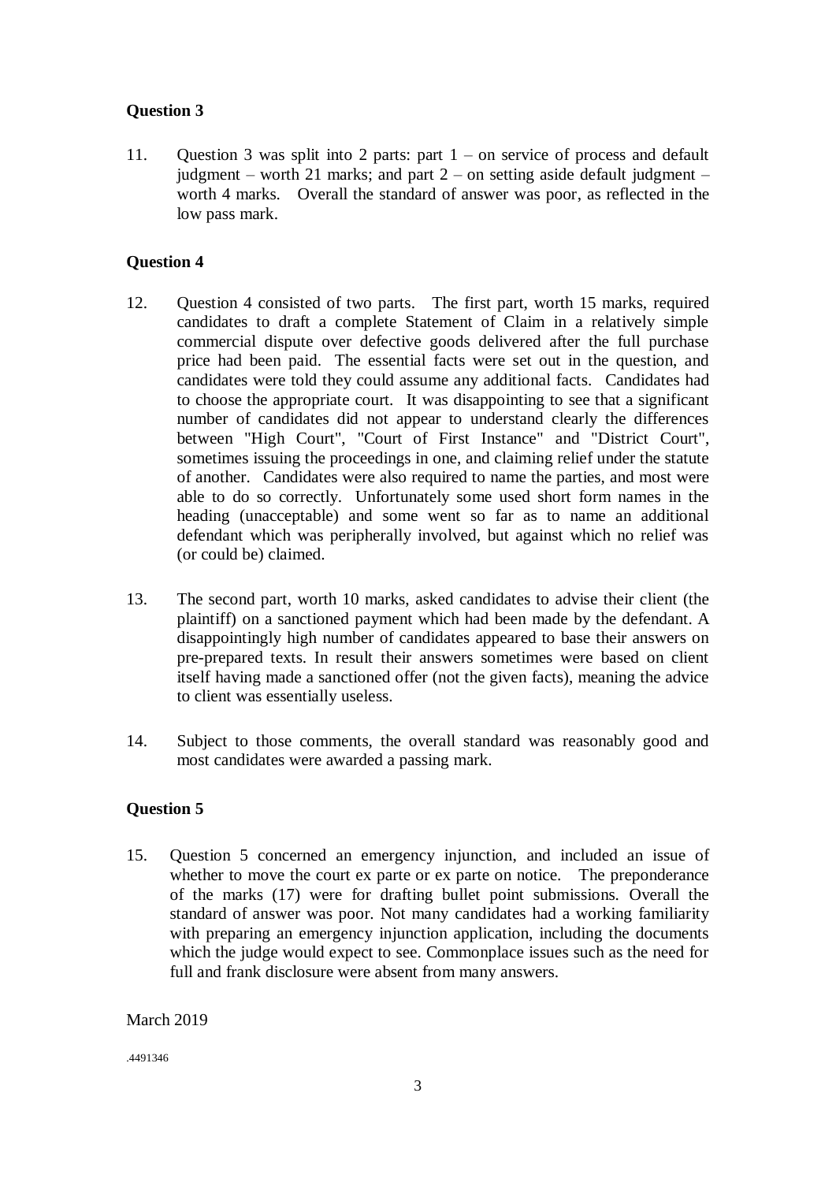## Question 3

11. Question 3 was split into 2 parts: part 1 – on service of process and default judgment – worth 21 marks; and part 2 – on setting aside default judgment – worth 4 marks. Overall the standard of answer was poor, as reflected in the low pass mark.

## Question 4

12. Question 4 consisted of two parts. The first part, worth 15 marks, required candidates to draft a complete Statement of Claim in a relatively simple commercial dispute over defective goods delivered after the full purchase price had been paid. The essential facts were set out in the question, and candidates were told they could assume any additional facts. Candidates had to choose the appropriate court. It was disappointing to see that a significant number of candidates did not appear to understand clearly the differences between "High Court", "Court of First Instance" and "District Court", sometimes issuing the proceedings in one, and claiming relief under the statute of another. Candidates were also required to name the parties, and most were able to do so correctly. Unfortunately some used short form names in the heading (unacceptable) and some went so far as to name an additional defendant which was peripherally involved, but against which no relief was (or could be) claimed.

13. The second part, worth 10 marks, asked candidates to advise their client (the plaintiff) on a sanctioned payment which had been made by the defendant. A disappointingly high number of candidates appeared to base their answers on pre-prepared texts. In result their answers sometimes were based on client itself having made a sanctioned offer (not the given facts), meaning the advice to client was essentially useless.

14. Subject to those comments, the overall standard was reasonably good and most candidates were awarded a passing mark.

## Question 5

15. Question 5 concerned an emergency injunction, and included an issue of whether to move the court ex parte or ex parte on notice. The preponderance of the marks (17) were for drafting bullet point submissions. Overall the standard of answer was poor. Not many candidates had a working familiarity with preparing an emergency injunction application, including the documents which the judge would expect to see. Commonplace issues such as the need for full and frank disclosure were absent from many answers.

March 2019

.4491346